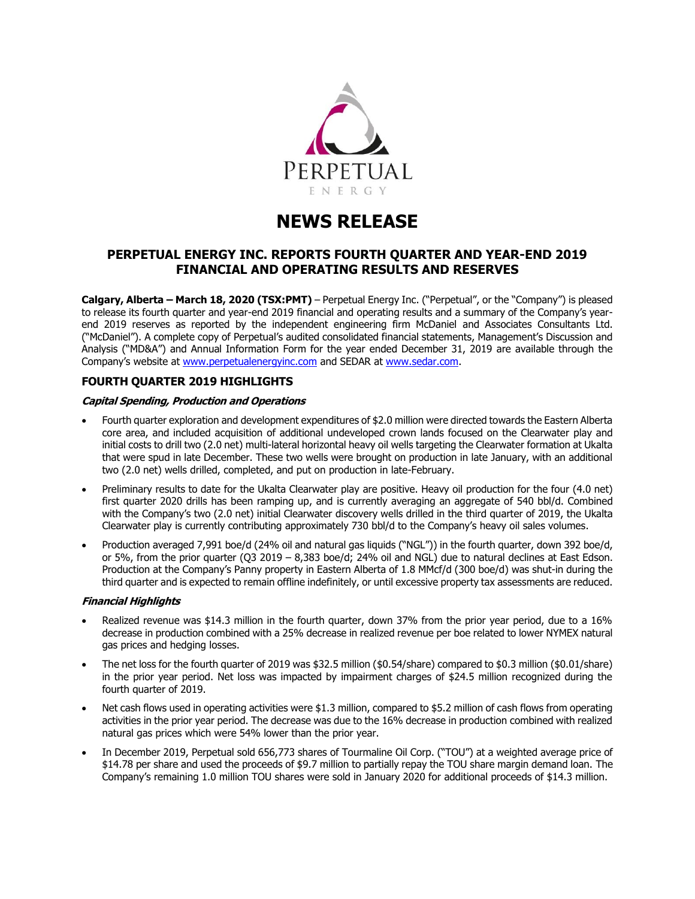# NEWS RELEASE

## PERPETUAL ENERGY INC. REPORTS FOURTH QUARTER AND YEAR-END 2019 FINANCIAL AND OPERATING RESULTS AND RESERVES

**Calgary, Alberta – March 18, 2020 (TSX:PMT)** – Perpetual Energy Inc. ("Perpetual", or the "Company") is pleased to release its fourth quarter and year-end 2019 financial and operating results and a summary of the Company's year-end 2019 reserves as reported by the independent engineering firm McDaniel and Associates Consultants Ltd. ("McDaniel"). A complete copy of Perpetual's audited consolidated financial statements, Management's Discussion and Analysis ("MD&A") and Annual Information Form for the year ended December 31, 2019 are available through the Company's website at www.perpetualenergyinc.com and SEDAR at www.sedar.com.

## FOURTH QUARTER 2019 HIGHLIGHTS

### *Capital Spending, Production and Operations*

- Fourth quarter exploration and development expenditures of $2.0 million were directed towards the Eastern Alberta core area, and included acquisition of additional undeveloped crown lands focused on the Clearwater play and initial costs to drill two (2.0 net) multi-lateral horizontal heavy oil wells targeting the Clearwater formation at Ukalta that were spud in late December. These two wells were brought on production in late January, with an additional two (2.0 net) wells drilled, completed, and put on production in late-February.
- Preliminary results to date for the Ukalta Clearwater play are positive. Heavy oil production for the four (4.0 net) first quarter 2020 drills has been ramping up, and is currently averaging an aggregate of 540 bbl/d. Combined with the Company's two (2.0 net) initial Clearwater discovery wells drilled in the third quarter of 2019, the Ukalta Clearwater play is currently contributing approximately 730 bbl/d to the Company's heavy oil sales volumes.
- Production averaged 7,991 boe/d (24% oil and natural gas liquids ("NGL")) in the fourth quarter, down 392 boe/d, or 5%, from the prior quarter (Q3 2019 – 8,383 boe/d; 24% oil and NGL) due to natural declines at East Edson. Production at the Company's Panny property in Eastern Alberta of 1.8 MMcf/d (300 boe/d) was shut-in during the third quarter and is expected to remain offline indefinitely, or until excessive property tax assessments are reduced.

### *Financial Highlights*

- Realized revenue was $14.3 million in the fourth quarter, down 37% from the prior year period, due to a 16% decrease in production combined with a 25% decrease in realized revenue per boe related to lower NYMEX natural gas prices and hedging losses.
- The net loss for the fourth quarter of 2019 was $32.5 million ($0.54/share) compared to $0.3 million ($0.01/share) in the prior year period. Net loss was impacted by impairment charges of $24.5 million recognized during the fourth quarter of 2019.
- Net cash flows used in operating activities were $1.3 million, compared to $5.2 million of cash flows from operating activities in the prior year period. The decrease was due to the 16% decrease in production combined with realized natural gas prices which were 54% lower than the prior year.
- In December 2019, Perpetual sold 656,773 shares of Tourmaline Oil Corp. ("TOU") at a weighted average price of $14.78 per share and used the proceeds of $9.7 million to partially repay the TOU share margin demand loan. The Company's remaining 1.0 million TOU shares were sold in January 2020 for additional proceeds of $14.3 million.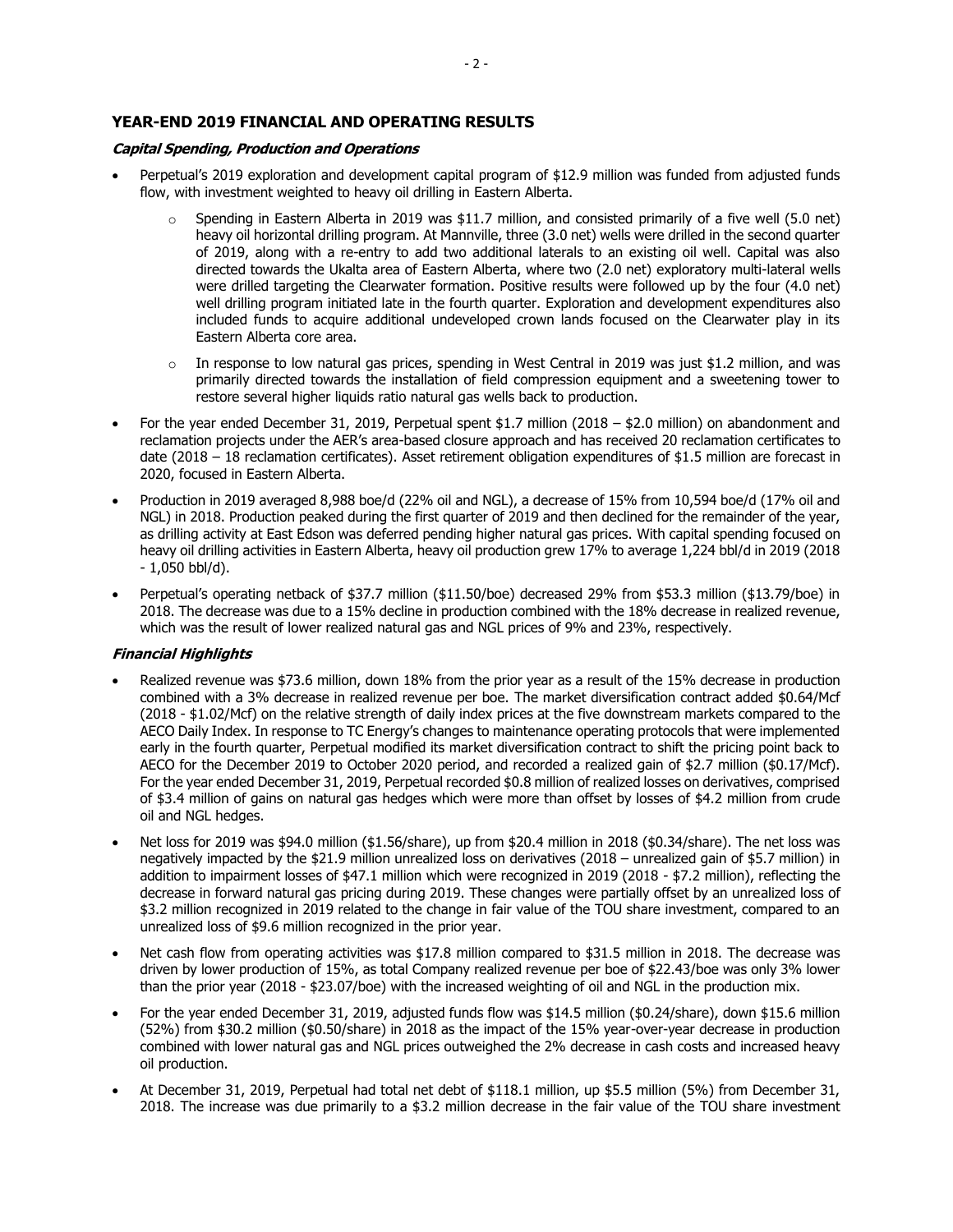## YEAR-END 2019 FINANCIAL AND OPERATING RESULTS

### *Capital Spending, Production and Operations*

- Perpetual's 2019 exploration and development capital program of $12.9 million was funded from adjusted funds flow, with investment weighted to heavy oil drilling in Eastern Alberta.
    - Spending in Eastern Alberta in 2019 was $11.7 million, and consisted primarily of a five well (5.0 net) heavy oil horizontal drilling program. At Mannville, three (3.0 net) wells were drilled in the second quarter of 2019, along with a re-entry to add two additional laterals to an existing oil well. Capital was also directed towards the Ukalta area of Eastern Alberta, where two (2.0 net) exploratory multi-lateral wells were drilled targeting the Clearwater formation. Positive results were followed up by the four (4.0 net) well drilling program initiated late in the fourth quarter. Exploration and development expenditures also included funds to acquire additional undeveloped crown lands focused on the Clearwater play in its Eastern Alberta core area.
    - In response to low natural gas prices, spending in West Central in 2019 was just $1.2 million, and was primarily directed towards the installation of field compression equipment and a sweetening tower to restore several higher liquids ratio natural gas wells back to production.
- For the year ended December 31, 2019, Perpetual spent $1.7 million (2018 – $2.0 million) on abandonment and reclamation projects under the AER's area-based closure approach and has received 20 reclamation certificates to date (2018 – 18 reclamation certificates). Asset retirement obligation expenditures of $1.5 million are forecast in 2020, focused in Eastern Alberta.
- Production in 2019 averaged 8,988 boe/d (22% oil and NGL), a decrease of 15% from 10,594 boe/d (17% oil and NGL) in 2018. Production peaked during the first quarter of 2019 and then declined for the remainder of the year, as drilling activity at East Edson was deferred pending higher natural gas prices. With capital spending focused on heavy oil drilling activities in Eastern Alberta, heavy oil production grew 17% to average 1,224 bbl/d in 2019 (2018 - 1,050 bbl/d).
- Perpetual's operating netback of $37.7 million ($11.50/boe) decreased 29% from $53.3 million ($13.79/boe) in 2018. The decrease was due to a 15% decline in production combined with the 18% decrease in realized revenue, which was the result of lower realized natural gas and NGL prices of 9% and 23%, respectively.

### *Financial Highlights*

- Realized revenue was $73.6 million, down 18% from the prior year as a result of the 15% decrease in production combined with a 3% decrease in realized revenue per boe. The market diversification contract added $0.64/Mcf (2018 - $1.02/Mcf) on the relative strength of daily index prices at the five downstream markets compared to the AECO Daily Index. In response to TC Energy's changes to maintenance operating protocols that were implemented early in the fourth quarter, Perpetual modified its market diversification contract to shift the pricing point back to AECO for the December 2019 to October 2020 period, and recorded a realized gain of $2.7 million ($0.17/Mcf). For the year ended December 31, 2019, Perpetual recorded $0.8 million of realized losses on derivatives, comprised of $3.4 million of gains on natural gas hedges which were more than offset by losses of $4.2 million from crude oil and NGL hedges.
- Net loss for 2019 was $94.0 million ($1.56/share), up from $20.4 million in 2018 ($0.34/share). The net loss was negatively impacted by the $21.9 million unrealized loss on derivatives (2018 – unrealized gain of $5.7 million) in addition to impairment losses of $47.1 million which were recognized in 2019 (2018 - $7.2 million), reflecting the decrease in forward natural gas pricing during 2019. These changes were partially offset by an unrealized loss of $3.2 million recognized in 2019 related to the change in fair value of the TOU share investment, compared to an unrealized loss of $9.6 million recognized in the prior year.
- Net cash flow from operating activities was $17.8 million compared to $31.5 million in 2018. The decrease was driven by lower production of 15%, as total Company realized revenue per boe of $22.43/boe was only 3% lower than the prior year (2018 - $23.07/boe) with the increased weighting of oil and NGL in the production mix.
- For the year ended December 31, 2019, adjusted funds flow was $14.5 million ($0.24/share), down $15.6 million (52%) from $30.2 million ($0.50/share) in 2018 as the impact of the 15% year-over-year decrease in production combined with lower natural gas and NGL prices outweighed the 2% decrease in cash costs and increased heavy oil production.
- At December 31, 2019, Perpetual had total net debt of $118.1 million, up $5.5 million (5%) from December 31, 2018. The increase was due primarily to a $3.2 million decrease in the fair value of the TOU share investment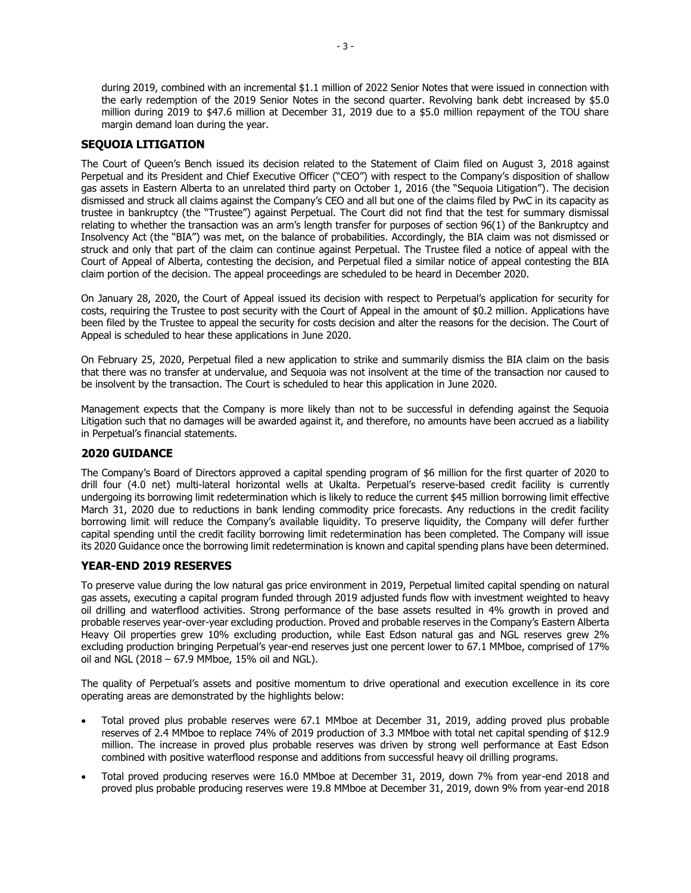during 2019, combined with an incremental $1.1 million of 2022 Senior Notes that were issued in connection with the early redemption of the 2019 Senior Notes in the second quarter. Revolving bank debt increased by $5.0 million during 2019 to $47.6 million at December 31, 2019 due to a $5.0 million repayment of the TOU share margin demand loan during the year.

## SEQUOIA LITIGATION

The Court of Queen's Bench issued its decision related to the Statement of Claim filed on August 3, 2018 against Perpetual and its President and Chief Executive Officer ("CEO") with respect to the Company's disposition of shallow gas assets in Eastern Alberta to an unrelated third party on October 1, 2016 (the "Sequoia Litigation"). The decision dismissed and struck all claims against the Company's CEO and all but one of the claims filed by PwC in its capacity as trustee in bankruptcy (the "Trustee") against Perpetual. The Court did not find that the test for summary dismissal relating to whether the transaction was an arm's length transfer for purposes of section 96(1) of the Bankruptcy and Insolvency Act (the "BIA") was met, on the balance of probabilities. Accordingly, the BIA claim was not dismissed or struck and only that part of the claim can continue against Perpetual. The Trustee filed a notice of appeal with the Court of Appeal of Alberta, contesting the decision, and Perpetual filed a similar notice of appeal contesting the BIA claim portion of the decision. The appeal proceedings are scheduled to be heard in December 2020.

On January 28, 2020, the Court of Appeal issued its decision with respect to Perpetual's application for security for costs, requiring the Trustee to post security with the Court of Appeal in the amount of $0.2 million. Applications have been filed by the Trustee to appeal the security for costs decision and alter the reasons for the decision. The Court of Appeal is scheduled to hear these applications in June 2020.

On February 25, 2020, Perpetual filed a new application to strike and summarily dismiss the BIA claim on the basis that there was no transfer at undervalue, and Sequoia was not insolvent at the time of the transaction nor caused to be insolvent by the transaction. The Court is scheduled to hear this application in June 2020.

Management expects that the Company is more likely than not to be successful in defending against the Sequoia Litigation such that no damages will be awarded against it, and therefore, no amounts have been accrued as a liability in Perpetual's financial statements.

## 2020 GUIDANCE

The Company's Board of Directors approved a capital spending program of $6 million for the first quarter of 2020 to drill four (4.0 net) multi-lateral horizontal wells at Ukalta. Perpetual's reserve-based credit facility is currently undergoing its borrowing limit redetermination which is likely to reduce the current $45 million borrowing limit effective March 31, 2020 due to reductions in bank lending commodity price forecasts. Any reductions in the credit facility borrowing limit will reduce the Company's available liquidity. To preserve liquidity, the Company will defer further capital spending until the credit facility borrowing limit redetermination has been completed. The Company will issue its 2020 Guidance once the borrowing limit redetermination is known and capital spending plans have been determined.

## YEAR-END 2019 RESERVES

To preserve value during the low natural gas price environment in 2019, Perpetual limited capital spending on natural gas assets, executing a capital program funded through 2019 adjusted funds flow with investment weighted to heavy oil drilling and waterflood activities. Strong performance of the base assets resulted in 4% growth in proved and probable reserves year-over-year excluding production. Proved and probable reserves in the Company's Eastern Alberta Heavy Oil properties grew 10% excluding production, while East Edson natural gas and NGL reserves grew 2% excluding production bringing Perpetual's year-end reserves just one percent lower to 67.1 MMboe, comprised of 17% oil and NGL (2018 – 67.9 MMboe, 15% oil and NGL).

The quality of Perpetual's assets and positive momentum to drive operational and execution excellence in its core operating areas are demonstrated by the highlights below:

- Total proved plus probable reserves were 67.1 MMboe at December 31, 2019, adding proved plus probable reserves of 2.4 MMboe to replace 74% of 2019 production of 3.3 MMboe with total net capital spending of $12.9 million. The increase in proved plus probable reserves was driven by strong well performance at East Edson combined with positive waterflood response and additions from successful heavy oil drilling programs.
- Total proved producing reserves were 16.0 MMboe at December 31, 2019, down 7% from year-end 2018 and proved plus probable producing reserves were 19.8 MMboe at December 31, 2019, down 9% from year-end 2018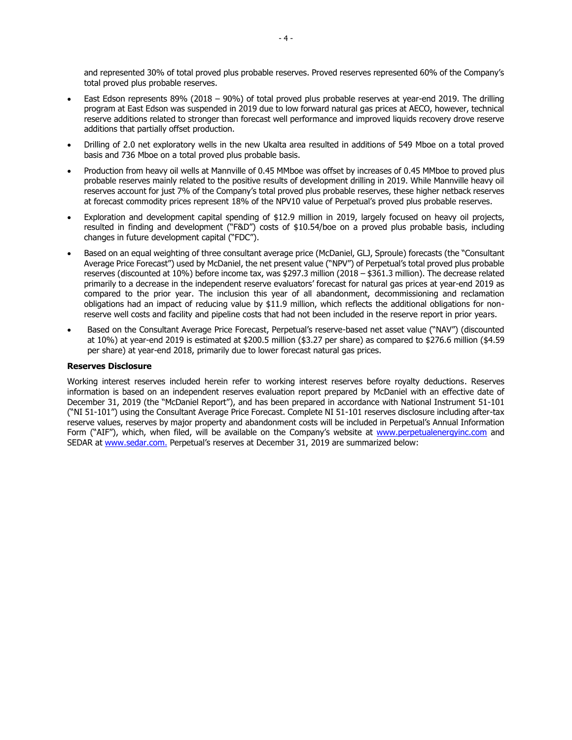and represented 30% of total proved plus probable reserves. Proved reserves represented 60% of the Company's total proved plus probable reserves.

- East Edson represents 89% (2018 – 90%) of total proved plus probable reserves at year-end 2019. The drilling program at East Edson was suspended in 2019 due to low forward natural gas prices at AECO, however, technical reserve additions related to stronger than forecast well performance and improved liquids recovery drove reserve additions that partially offset production.
- Drilling of 2.0 net exploratory wells in the new Ukalta area resulted in additions of 549 Mboe on a total proved basis and 736 Mboe on a total proved plus probable basis.
- Production from heavy oil wells at Mannville of 0.45 MMboe was offset by increases of 0.45 MMboe to proved plus probable reserves mainly related to the positive results of development drilling in 2019. While Mannville heavy oil reserves account for just 7% of the Company's total proved plus probable reserves, these higher netback reserves at forecast commodity prices represent 18% of the NPV10 value of Perpetual's proved plus probable reserves.
- Exploration and development capital spending of $12.9 million in 2019, largely focused on heavy oil projects, resulted in finding and development ("F&D") costs of $10.54/boe on a proved plus probable basis, including changes in future development capital ("FDC").
- Based on an equal weighting of three consultant average price (McDaniel, GLJ, Sproule) forecasts (the "Consultant Average Price Forecast") used by McDaniel, the net present value ("NPV") of Perpetual's total proved plus probable reserves (discounted at 10%) before income tax, was $297.3 million (2018 – $361.3 million). The decrease related primarily to a decrease in the independent reserve evaluators' forecast for natural gas prices at year-end 2019 as compared to the prior year. The inclusion this year of all abandonment, decommissioning and reclamation obligations had an impact of reducing value by $11.9 million, which reflects the additional obligations for non-reserve well costs and facility and pipeline costs that had not been included in the reserve report in prior years.
- Based on the Consultant Average Price Forecast, Perpetual's reserve-based net asset value ("NAV") (discounted at 10%) at year-end 2019 is estimated at $200.5 million ($3.27 per share) as compared to $276.6 million ($4.59 per share) at year-end 2018, primarily due to lower forecast natural gas prices.

**Reserves Disclosure**

Working interest reserves included herein refer to working interest reserves before royalty deductions. Reserves information is based on an independent reserves evaluation report prepared by McDaniel with an effective date of December 31, 2019 (the "McDaniel Report"), and has been prepared in accordance with National Instrument 51-101 ("NI 51-101") using the Consultant Average Price Forecast. Complete NI 51-101 reserves disclosure including after-tax reserve values, reserves by major property and abandonment costs will be included in Perpetual's Annual Information Form ("AIF"), which, when filed, will be available on the Company's website at www.perpetualenergyinc.com and SEDAR at www.sedar.com. Perpetual's reserves at December 31, 2019 are summarized below: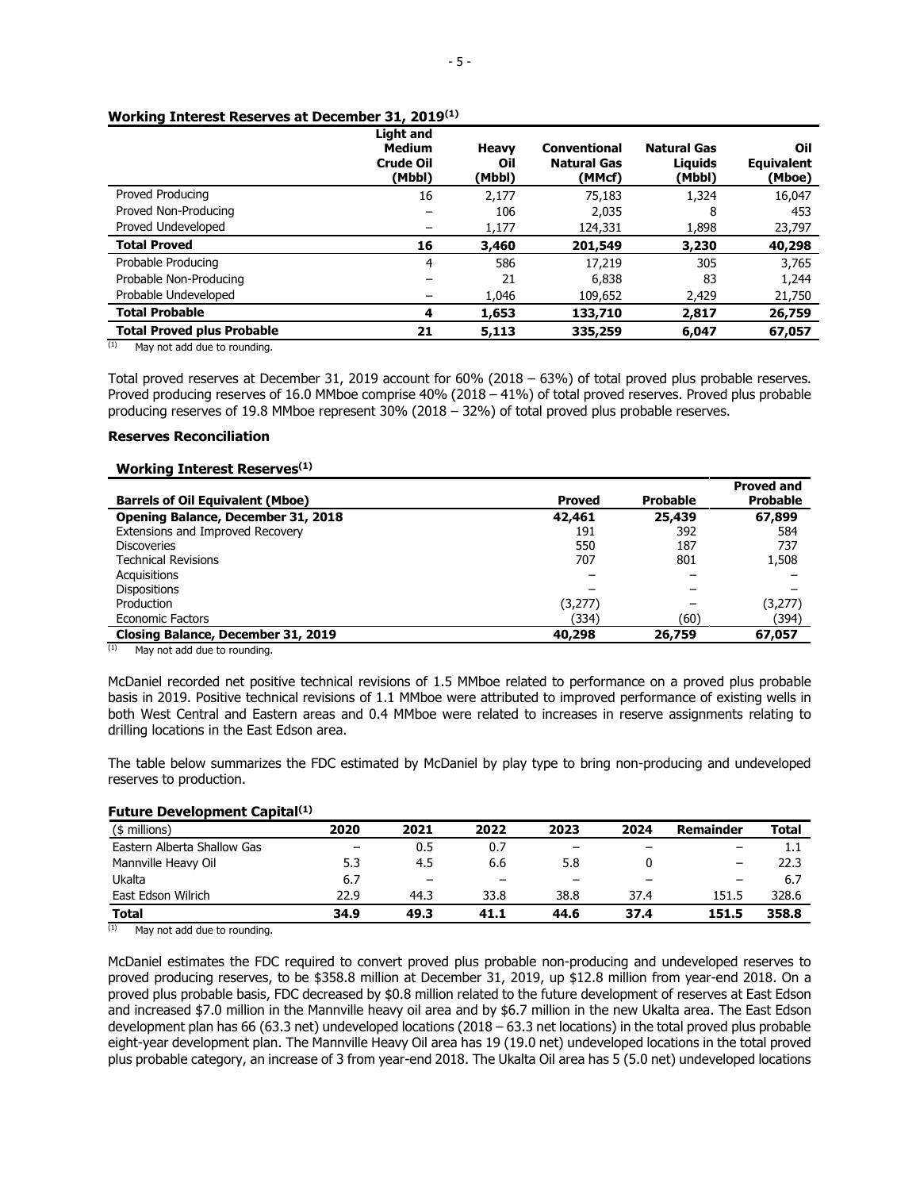**Working Interest Reserves at December 31, 2019(1)**

| | Light and Medium Crude Oil (Mbbl) | Heavy Oil (Mbbl) | Conventional Natural Gas (MMcf) | Natural Gas Liquids (Mbbl) | Oil Equivalent (Mboe) |
|---|---|---|---|---|---|
| Proved Producing | 16 | 2,177 | 75,183 | 1,324 | 16,047 |
| Proved Non-Producing | – | 106 | 2,035 | 8 | 453 |
| Proved Undeveloped | – | 1,177 | 124,331 | 1,898 | 23,797 |
| **Total Proved** | **16** | **3,460** | **201,549** | **3,230** | **40,298** |
| Probable Producing | 4 | 586 | 17,219 | 305 | 3,765 |
| Probable Non-Producing | – | 21 | 6,838 | 83 | 1,244 |
| Probable Undeveloped | – | 1,046 | 109,652 | 2,429 | 21,750 |
| **Total Probable** | **4** | **1,653** | **133,710** | **2,817** | **26,759** |
| **Total Proved plus Probable** | **21** | **5,113** | **335,259** | **6,047** | **67,057** |

(1) May not add due to rounding.

Total proved reserves at December 31, 2019 account for 60% (2018 – 63%) of total proved plus probable reserves. Proved producing reserves of 16.0 MMboe comprise 40% (2018 – 41%) of total proved reserves. Proved plus probable producing reserves of 19.8 MMboe represent 30% (2018 – 32%) of total proved plus probable reserves.

**Reserves Reconciliation**

**Working Interest Reserves(1)**

| Barrels of Oil Equivalent (Mboe) | Proved | Probable | Proved and Probable |
|---|---|---|---|
| **Opening Balance, December 31, 2018** | **42,461** | **25,439** | **67,899** |
| Extensions and Improved Recovery | 191 | 392 | 584 |
| Discoveries | 550 | 187 | 737 |
| Technical Revisions | 707 | 801 | 1,508 |
| Acquisitions | – | – | – |
| Dispositions | – | – | – |
| Production | (3,277) | – | (3,277) |
| Economic Factors | (334) | (60) | (394) |
| **Closing Balance, December 31, 2019** | **40,298** | **26,759** | **67,057** |

(1) May not add due to rounding.

McDaniel recorded net positive technical revisions of 1.5 MMboe related to performance on a proved plus probable basis in 2019. Positive technical revisions of 1.1 MMboe were attributed to improved performance of existing wells in both West Central and Eastern areas and 0.4 MMboe were related to increases in reserve assignments relating to drilling locations in the East Edson area.

The table below summarizes the FDC estimated by McDaniel by play type to bring non-producing and undeveloped reserves to production.

**Future Development Capital(1)**

| ($ millions) | 2020 | 2021 | 2022 | 2023 | 2024 | Remainder | Total |
|---|---|---|---|---|---|---|---|
| Eastern Alberta Shallow Gas | – | 0.5 | 0.7 | – | – | – | 1.1 |
| Mannville Heavy Oil | 5.3 | 4.5 | 6.6 | 5.8 | 0 | – | 22.3 |
| Ukalta | 6.7 | – | – | – | – | – | 6.7 |
| East Edson Wilrich | 22.9 | 44.3 | 33.8 | 38.8 | 37.4 | 151.5 | 328.6 |
| **Total** | **34.9** | **49.3** | **41.1** | **44.6** | **37.4** | **151.5** | **358.8** |

(1) May not add due to rounding.

McDaniel estimates the FDC required to convert proved plus probable non-producing and undeveloped reserves to proved producing reserves, to be $358.8 million at December 31, 2019, up $12.8 million from year-end 2018. On a proved plus probable basis, FDC decreased by $0.8 million related to the future development of reserves at East Edson and increased $7.0 million in the Mannville heavy oil area and by $6.7 million in the new Ukalta area. The East Edson development plan has 66 (63.3 net) undeveloped locations (2018 – 63.3 net locations) in the total proved plus probable eight-year development plan. The Mannville Heavy Oil area has 19 (19.0 net) undeveloped locations in the total proved plus probable category, an increase of 3 from year-end 2018. The Ukalta Oil area has 5 (5.0 net) undeveloped locations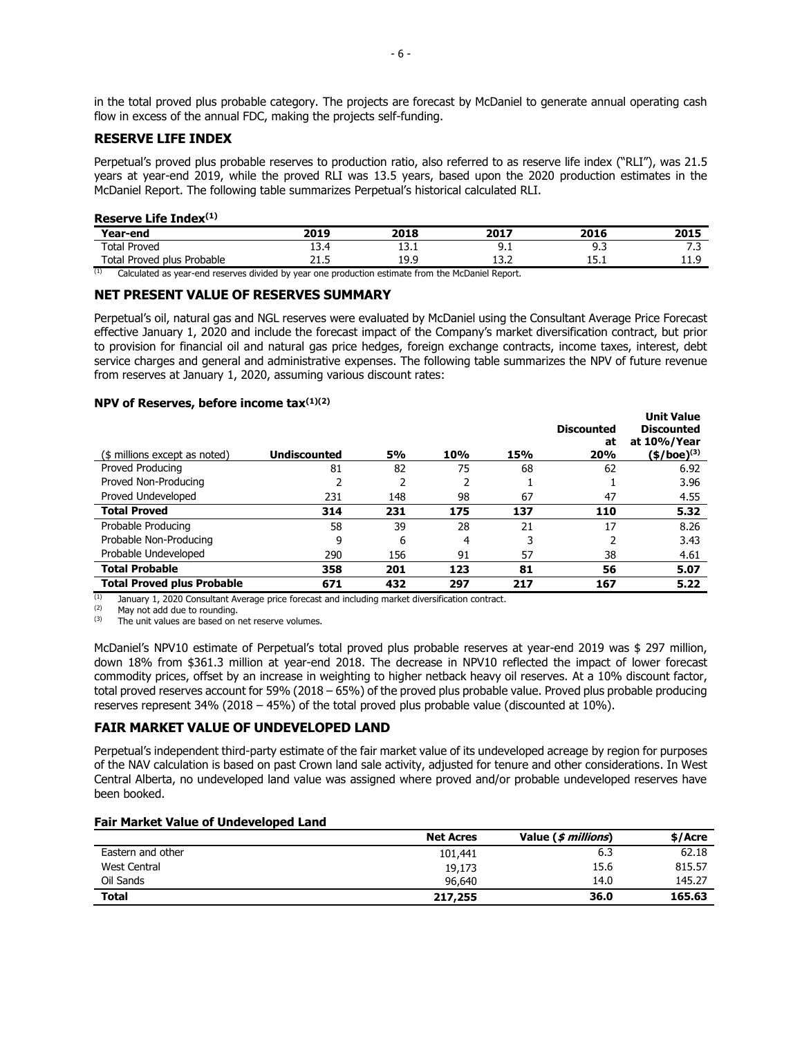in the total proved plus probable category. The projects are forecast by McDaniel to generate annual operating cash flow in excess of the annual FDC, making the projects self-funding.

## RESERVE LIFE INDEX

Perpetual's proved plus probable reserves to production ratio, also referred to as reserve life index ("RLI"), was 21.5 years at year-end 2019, while the proved RLI was 13.5 years, based upon the 2020 production estimates in the McDaniel Report. The following table summarizes Perpetual's historical calculated RLI.

**Reserve Life Index[(1)]**

| Year-end | 2019 | 2018 | 2017 | 2016 | 2015 |
|---|---|---|---|---|---|
| Total Proved | 13.4 | 13.1 | 9.1 | 9.3 | 7.3 |
| Total Proved plus Probable | 21.5 | 19.9 | 13.2 | 15.1 | 11.9 |

(1) Calculated as year-end reserves divided by year one production estimate from the McDaniel Report.

## NET PRESENT VALUE OF RESERVES SUMMARY

Perpetual's oil, natural gas and NGL reserves were evaluated by McDaniel using the Consultant Average Price Forecast effective January 1, 2020 and include the forecast impact of the Company's market diversification contract, but prior to provision for financial oil and natural gas price hedges, foreign exchange contracts, income taxes, interest, debt service charges and general and administrative expenses. The following table summarizes the NPV of future revenue from reserves at January 1, 2020, assuming various discount rates:

**NPV of Reserves, before income tax[(1)(2)]**

| ($ millions except as noted) | Undiscounted | 5% | 10% | 15% | Discounted at 20% | Unit Value Discounted at 10%/Year ($/boe)[(3)] |
|---|---|---|---|---|---|---|
| Proved Producing | 81 | 82 | 75 | 68 | 62 | 6.92 |
| Proved Non-Producing | 2 | 2 | 2 | 1 | 1 | 3.96 |
| Proved Undeveloped | 231 | 148 | 98 | 67 | 47 | 4.55 |
| **Total Proved** | **314** | **231** | **175** | **137** | **110** | **5.32** |
| Probable Producing | 58 | 39 | 28 | 21 | 17 | 8.26 |
| Probable Non-Producing | 9 | 6 | 4 | 3 | 2 | 3.43 |
| Probable Undeveloped | 290 | 156 | 91 | 57 | 38 | 4.61 |
| **Total Probable** | **358** | **201** | **123** | **81** | **56** | **5.07** |
| **Total Proved plus Probable** | **671** | **432** | **297** | **217** | **167** | **5.22** |

(1) January 1, 2020 Consultant Average price forecast and including market diversification contract.
(2) May not add due to rounding.
(3) The unit values are based on net reserve volumes.

McDaniel's NPV10 estimate of Perpetual's total proved plus probable reserves at year-end 2019 was $ 297 million, down 18% from $361.3 million at year-end 2018. The decrease in NPV10 reflected the impact of lower forecast commodity prices, offset by an increase in weighting to higher netback heavy oil reserves. At a 10% discount factor, total proved reserves account for 59% (2018 – 65%) of the proved plus probable value. Proved plus probable producing reserves represent 34% (2018 – 45%) of the total proved plus probable value (discounted at 10%).

## FAIR MARKET VALUE OF UNDEVELOPED LAND

Perpetual's independent third-party estimate of the fair market value of its undeveloped acreage by region for purposes of the NAV calculation is based on past Crown land sale activity, adjusted for tenure and other considerations. In West Central Alberta, no undeveloped land value was assigned where proved and/or probable undeveloped reserves have been booked.

**Fair Market Value of Undeveloped Land**

| | Net Acres | Value (*$ millions*) | $/Acre |
|---|---|---|---|
| Eastern and other | 101,441 | 6.3 | 62.18 |
| West Central | 19,173 | 15.6 | 815.57 |
| Oil Sands | 96,640 | 14.0 | 145.27 |
| **Total** | **217,255** | **36.0** | **165.63** |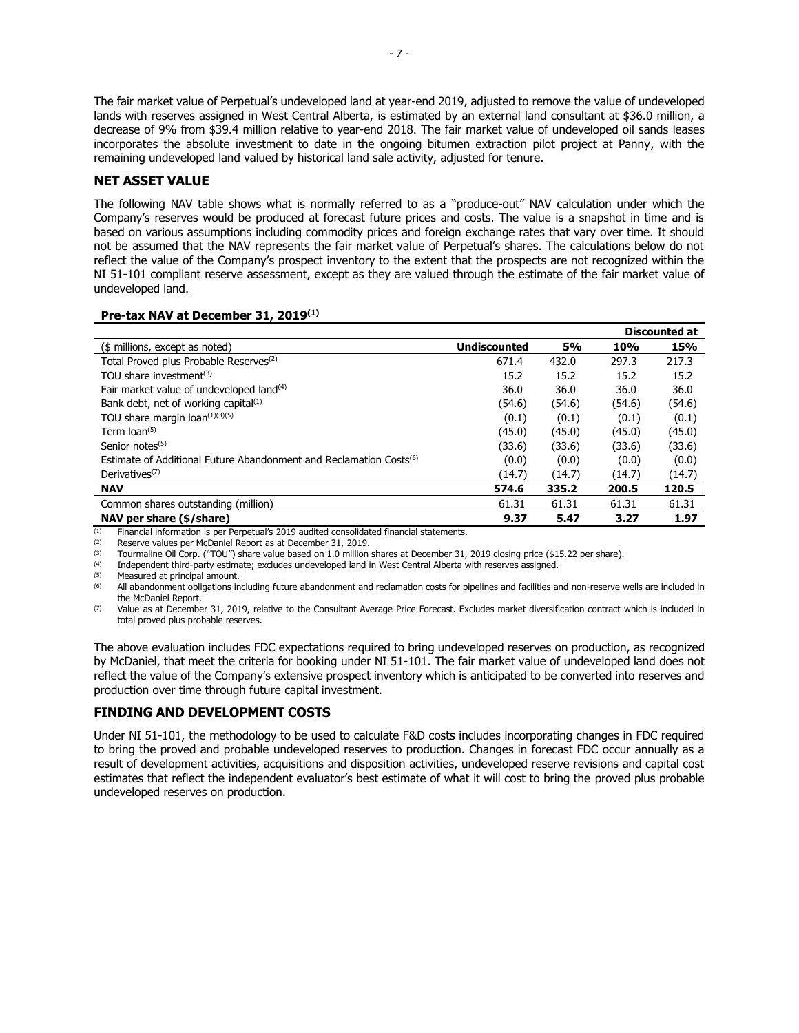The fair market value of Perpetual's undeveloped land at year-end 2019, adjusted to remove the value of undeveloped lands with reserves assigned in West Central Alberta, is estimated by an external land consultant at $36.0 million, a decrease of 9% from $39.4 million relative to year-end 2018. The fair market value of undeveloped oil sands leases incorporates the absolute investment to date in the ongoing bitumen extraction pilot project at Panny, with the remaining undeveloped land valued by historical land sale activity, adjusted for tenure.

## NET ASSET VALUE

The following NAV table shows what is normally referred to as a "produce-out" NAV calculation under which the Company's reserves would be produced at forecast future prices and costs. The value is a snapshot in time and is based on various assumptions including commodity prices and foreign exchange rates that vary over time. It should not be assumed that the NAV represents the fair market value of Perpetual's shares. The calculations below do not reflect the value of the Company's prospect inventory to the extent that the prospects are not recognized within the NI 51-101 compliant reserve assessment, except as they are valued through the estimate of the fair market value of undeveloped land.

**Pre-tax NAV at December 31, 2019[1]**

| | | Discounted at | | |
|---|---|---|---|---|
| ($ millions, except as noted) | **Undiscounted** | **5%** | **10%** | **15%** |
| Total Proved plus Probable Reserves[2] | 671.4 | 432.0 | 297.3 | 217.3 |
| TOU share investment[3] | 15.2 | 15.2 | 15.2 | 15.2 |
| Fair market value of undeveloped land[4] | 36.0 | 36.0 | 36.0 | 36.0 |
| Bank debt, net of working capital[1] | (54.6) | (54.6) | (54.6) | (54.6) |
| TOU share margin loan[1][3][5] | (0.1) | (0.1) | (0.1) | (0.1) |
| Term loan[5] | (45.0) | (45.0) | (45.0) | (45.0) |
| Senior notes[5] | (33.6) | (33.6) | (33.6) | (33.6) |
| Estimate of Additional Future Abandonment and Reclamation Costs[6] | (0.0) | (0.0) | (0.0) | (0.0) |
| Derivatives[7] | (14.7) | (14.7) | (14.7) | (14.7) |
| **NAV** | **574.6** | **335.2** | **200.5** | **120.5** |
| Common shares outstanding (million) | 61.31 | 61.31 | 61.31 | 61.31 |
| **NAV per share ($/share)** | **9.37** | **5.47** | **3.27** | **1.97** |

(1) Financial information is per Perpetual's 2019 audited consolidated financial statements.
(2) Reserve values per McDaniel Report as at December 31, 2019.
(3) Tourmaline Oil Corp. ("TOU") share value based on 1.0 million shares at December 31, 2019 closing price ($15.22 per share).
(4) Independent third-party estimate; excludes undeveloped land in West Central Alberta with reserves assigned.
(5) Measured at principal amount.
(6) All abandonment obligations including future abandonment and reclamation costs for pipelines and facilities and non-reserve wells are included in the McDaniel Report.
(7) Value as at December 31, 2019, relative to the Consultant Average Price Forecast. Excludes market diversification contract which is included in total proved plus probable reserves.

The above evaluation includes FDC expectations required to bring undeveloped reserves on production, as recognized by McDaniel, that meet the criteria for booking under NI 51-101. The fair market value of undeveloped land does not reflect the value of the Company's extensive prospect inventory which is anticipated to be converted into reserves and production over time through future capital investment.

## FINDING AND DEVELOPMENT COSTS

Under NI 51-101, the methodology to be used to calculate F&D costs includes incorporating changes in FDC required to bring the proved and probable undeveloped reserves to production. Changes in forecast FDC occur annually as a result of development activities, acquisitions and disposition activities, undeveloped reserve revisions and capital cost estimates that reflect the independent evaluator's best estimate of what it will cost to bring the proved plus probable undeveloped reserves on production.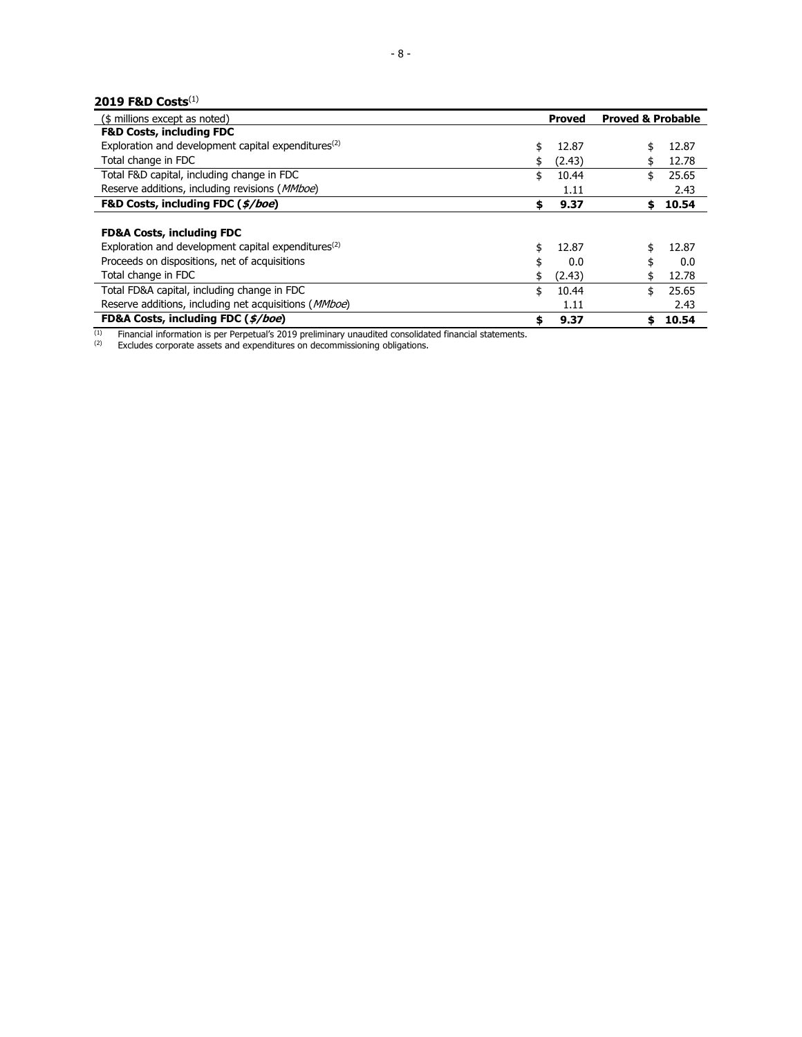**2019 F&D Costs**[1]

| ($ millions except as noted) | Proved | Proved & Probable |
|---|---|---|
| **F&D Costs, including FDC** | | |
| Exploration and development capital expenditures[2] | $ 12.87 | $ 12.87 |
| Total change in FDC | $ (2.43) | $ 12.78 |
| Total F&D capital, including change in FDC | $ 10.44 | $ 25.65 |
| Reserve additions, including revisions (*MMboe*) | 1.11 | 2.43 |
| **F&D Costs, including FDC (*$/boe*)** | **$ 9.37** | **$ 10.54** |
| | | |
| **FD&A Costs, including FDC** | | |
| Exploration and development capital expenditures[2] | $ 12.87 | $ 12.87 |
| Proceeds on dispositions, net of acquisitions | $ 0.0 | $ 0.0 |
| Total change in FDC | $ (2.43) | $ 12.78 |
| Total FD&A capital, including change in FDC | $ 10.44 | $ 25.65 |
| Reserve additions, including net acquisitions (*MMboe*) | 1.11 | 2.43 |
| **FD&A Costs, including FDC (*$/boe*)** | **$ 9.37** | **$ 10.54** |

[1] Financial information is per Perpetual's 2019 preliminary unaudited consolidated financial statements.
[2] Excludes corporate assets and expenditures on decommissioning obligations.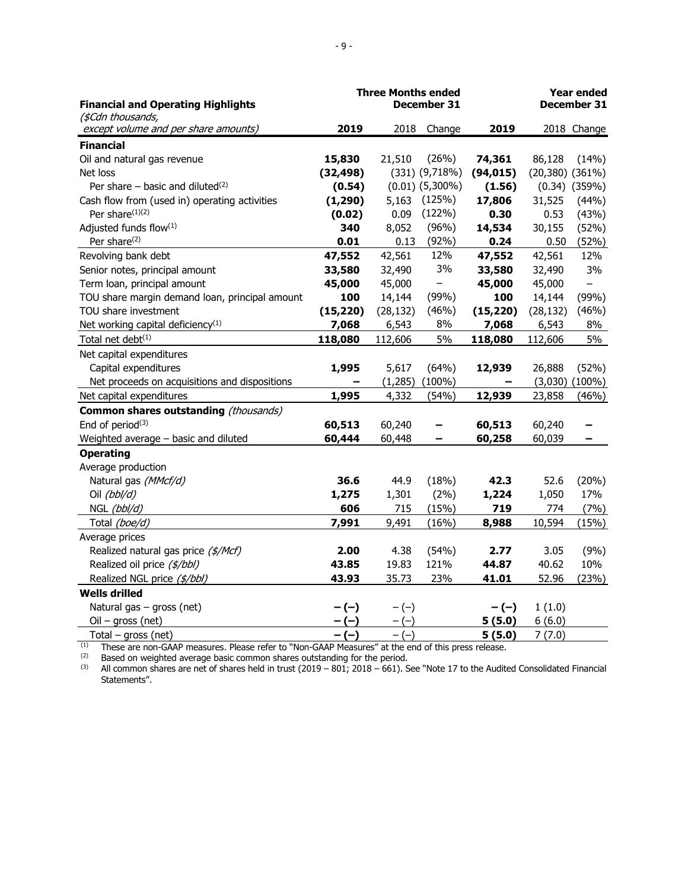| **Financial and Operating Highlights** | **Three Months ended December 31** | | | **Year ended December 31** | | |
|---|---|---|---|---|---|---|
| *($Cdn thousands, except volume and per share amounts)* | **2019** | 2018 | Change | **2019** | 2018 | Change |
| **Financial** | | | | | | |
| Oil and natural gas revenue | **15,830** | 21,510 | (26%) | **74,361** | 86,128 | (14%) |
| Net loss | **(32,498)** | (331) | (9,718%) | **(94,015)** | (20,380) | (361%) |
| Per share – basic and diluted[(2)] | **(0.54)** | (0.01) | (5,300%) | **(1.56)** | (0.34) | (359%) |
| Cash flow from (used in) operating activities | **(1,290)** | 5,163 | (125%) | **17,806** | 31,525 | (44%) |
| Per share[(1)(2)] | **(0.02)** | 0.09 | (122%) | **0.30** | 0.53 | (43%) |
| Adjusted funds flow[(1)] | **340** | 8,052 | (96%) | **14,534** | 30,155 | (52%) |
| Per share[(2)] | **0.01** | 0.13 | (92%) | **0.24** | 0.50 | (52%) |
| Revolving bank debt | **47,552** | 42,561 | 12% | **47,552** | 42,561 | 12% |
| Senior notes, principal amount | **33,580** | 32,490 | 3% | **33,580** | 32,490 | 3% |
| Term loan, principal amount | **45,000** | 45,000 | – | **45,000** | 45,000 | – |
| TOU share margin demand loan, principal amount | **100** | 14,144 | (99%) | **100** | 14,144 | (99%) |
| TOU share investment | **(15,220)** | (28,132) | (46%) | **(15,220)** | (28,132) | (46%) |
| Net working capital deficiency[(1)] | **7,068** | 6,543 | 8% | **7,068** | 6,543 | 8% |
| Total net debt[(1)] | **118,080** | 112,606 | 5% | **118,080** | 112,606 | 5% |
| Net capital expenditures | | | | | | |
| Capital expenditures | **1,995** | 5,617 | (64%) | **12,939** | 26,888 | (52%) |
| Net proceeds on acquisitions and dispositions | **–** | (1,285) | (100%) | **–** | (3,030) | (100%) |
| Net capital expenditures | **1,995** | 4,332 | (54%) | **12,939** | 23,858 | (46%) |
| **Common shares outstanding** *(thousands)* | | | | | | |
| End of period[(3)] | **60,513** | 60,240 | – | **60,513** | 60,240 | – |
| Weighted average – basic and diluted | **60,444** | 60,448 | – | **60,258** | 60,039 | – |
| **Operating** | | | | | | |
| Average production | | | | | | |
| Natural gas *(MMcf/d)* | **36.6** | 44.9 | (18%) | **42.3** | 52.6 | (20%) |
| Oil *(bbl/d)* | **1,275** | 1,301 | (2%) | **1,224** | 1,050 | 17% |
| NGL *(bbl/d)* | **606** | 715 | (15%) | **719** | 774 | (7%) |
| Total *(boe/d)* | **7,991** | 9,491 | (16%) | **8,988** | 10,594 | (15%) |
| Average prices | | | | | | |
| Realized natural gas price *($/Mcf)* | **2.00** | 4.38 | (54%) | **2.77** | 3.05 | (9%) |
| Realized oil price *($/bbl)* | **43.85** | 19.83 | 121% | **44.87** | 40.62 | 10% |
| Realized NGL price *($/bbl)* | **43.93** | 35.73 | 23% | **41.01** | 52.96 | (23%) |
| **Wells drilled** | | | | | | |
| Natural gas – gross (net) | **– (–)** | – (–) | | **– (–)** | 1 (1.0) | |
| Oil – gross (net) | **– (–)** | – (–) | | **5 (5.0)** | 6 (6.0) | |
| Total – gross (net) | **– (–)** | – (–) | | **5 (5.0)** | 7 (7.0) | |

(1) These are non-GAAP measures. Please refer to "Non-GAAP Measures" at the end of this press release.

(2) Based on weighted average basic common shares outstanding for the period.

(3) All common shares are net of shares held in trust (2019 – 801; 2018 – 661). See "Note 17 to the Audited Consolidated Financial Statements".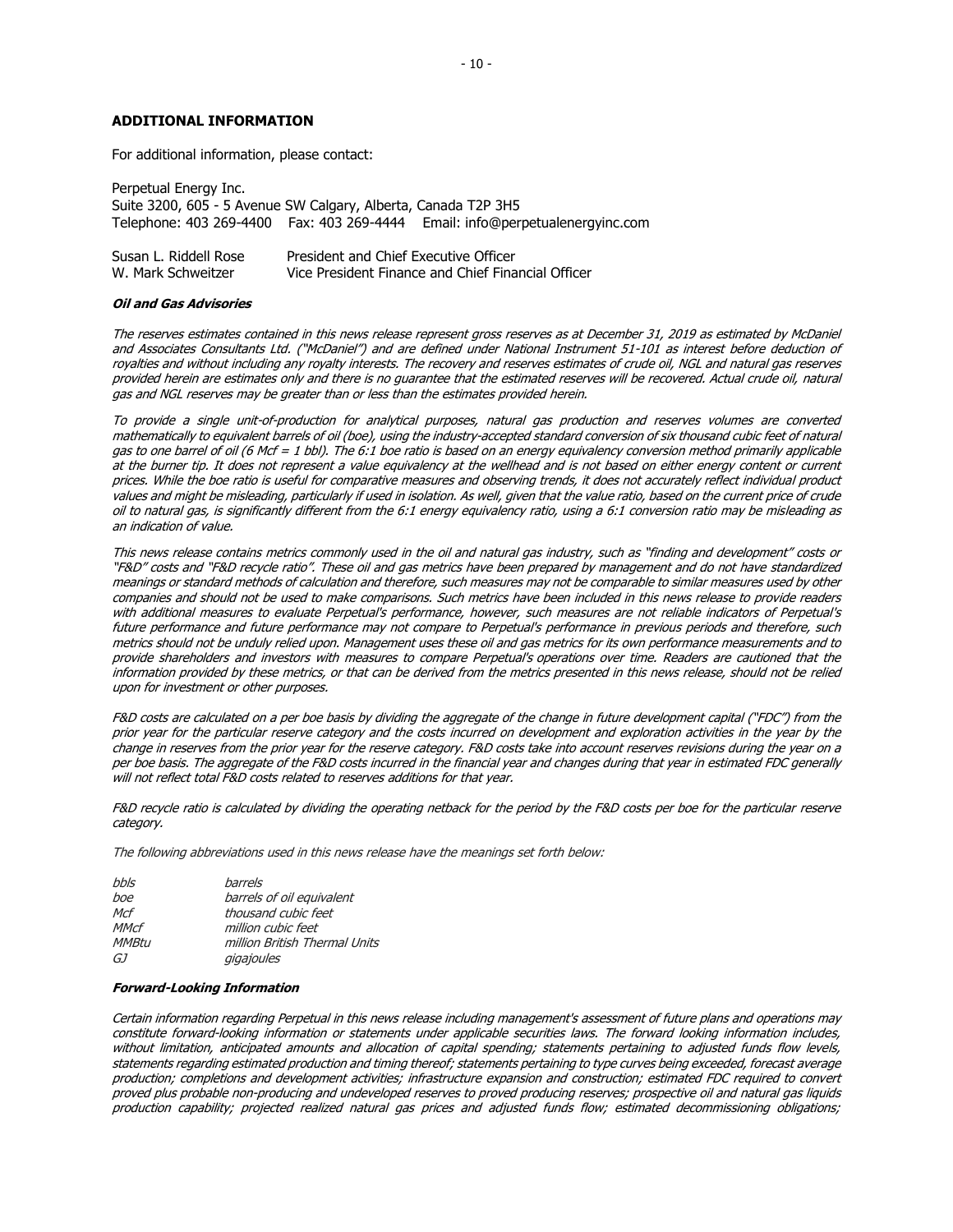## ADDITIONAL INFORMATION

For additional information, please contact:

Perpetual Energy Inc.
Suite 3200, 605 - 5 Avenue SW Calgary, Alberta, Canada T2P 3H5
Telephone: 403 269-4400 Fax: 403 269-4444 Email: info@perpetualenergyinc.com

| | |
|---|---|
| Susan L. Riddell Rose | President and Chief Executive Officer |
| W. Mark Schweitzer | Vice President Finance and Chief Financial Officer |

***Oil and Gas Advisories***

*The reserves estimates contained in this news release represent gross reserves as at December 31, 2019 as estimated by McDaniel and Associates Consultants Ltd. ("McDaniel") and are defined under National Instrument 51-101 as interest before deduction of royalties and without including any royalty interests. The recovery and reserves estimates of crude oil, NGL and natural gas reserves provided herein are estimates only and there is no guarantee that the estimated reserves will be recovered. Actual crude oil, natural gas and NGL reserves may be greater than or less than the estimates provided herein.*

*To provide a single unit-of-production for analytical purposes, natural gas production and reserves volumes are converted mathematically to equivalent barrels of oil (boe), using the industry-accepted standard conversion of six thousand cubic feet of natural gas to one barrel of oil (6 Mcf = 1 bbl). The 6:1 boe ratio is based on an energy equivalency conversion method primarily applicable at the burner tip. It does not represent a value equivalency at the wellhead and is not based on either energy content or current prices. While the boe ratio is useful for comparative measures and observing trends, it does not accurately reflect individual product values and might be misleading, particularly if used in isolation. As well, given that the value ratio, based on the current price of crude oil to natural gas, is significantly different from the 6:1 energy equivalency ratio, using a 6:1 conversion ratio may be misleading as an indication of value.*

*This news release contains metrics commonly used in the oil and natural gas industry, such as "finding and development" costs or "F&D" costs and "F&D recycle ratio". These oil and gas metrics have been prepared by management and do not have standardized meanings or standard methods of calculation and therefore, such measures may not be comparable to similar measures used by other companies and should not be used to make comparisons. Such metrics have been included in this news release to provide readers with additional measures to evaluate Perpetual's performance, however, such measures are not reliable indicators of Perpetual's future performance and future performance may not compare to Perpetual's performance in previous periods and therefore, such metrics should not be unduly relied upon. Management uses these oil and gas metrics for its own performance measurements and to provide shareholders and investors with measures to compare Perpetual's operations over time. Readers are cautioned that the information provided by these metrics, or that can be derived from the metrics presented in this news release, should not be relied upon for investment or other purposes.*

*F&D costs are calculated on a per boe basis by dividing the aggregate of the change in future development capital ("FDC") from the prior year for the particular reserve category and the costs incurred on development and exploration activities in the year by the change in reserves from the prior year for the reserve category. F&D costs take into account reserves revisions during the year on a per boe basis. The aggregate of the F&D costs incurred in the financial year and changes during that year in estimated FDC generally will not reflect total F&D costs related to reserves additions for that year.*

*F&D recycle ratio is calculated by dividing the operating netback for the period by the F&D costs per boe for the particular reserve category.*

*The following abbreviations used in this news release have the meanings set forth below:*

| | |
|---|---|
| *bbls* | *barrels* |
| *boe* | *barrels of oil equivalent* |
| *Mcf* | *thousand cubic feet* |
| *MMcf* | *million cubic feet* |
| *MMBtu* | *million British Thermal Units* |
| *GJ* | *gigajoules* |

***Forward-Looking Information***

*Certain information regarding Perpetual in this news release including management's assessment of future plans and operations may constitute forward-looking information or statements under applicable securities laws. The forward looking information includes, without limitation, anticipated amounts and allocation of capital spending; statements pertaining to adjusted funds flow levels, statements regarding estimated production and timing thereof; statements pertaining to type curves being exceeded, forecast average production; completions and development activities; infrastructure expansion and construction; estimated FDC required to convert proved plus probable non-producing and undeveloped reserves to proved producing reserves; prospective oil and natural gas liquids production capability; projected realized natural gas prices and adjusted funds flow; estimated decommissioning obligations;*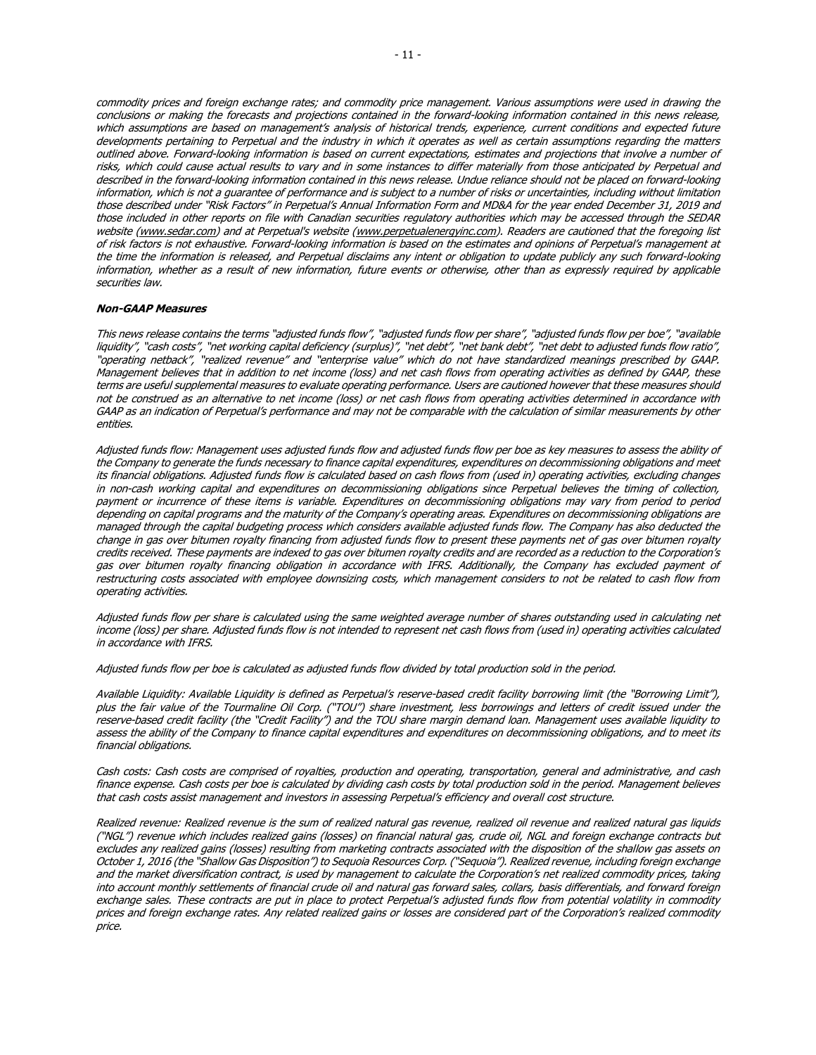*commodity prices and foreign exchange rates; and commodity price management. Various assumptions were used in drawing the conclusions or making the forecasts and projections contained in the forward-looking information contained in this news release, which assumptions are based on management's analysis of historical trends, experience, current conditions and expected future developments pertaining to Perpetual and the industry in which it operates as well as certain assumptions regarding the matters outlined above. Forward-looking information is based on current expectations, estimates and projections that involve a number of risks, which could cause actual results to vary and in some instances to differ materially from those anticipated by Perpetual and described in the forward-looking information contained in this news release. Undue reliance should not be placed on forward-looking information, which is not a guarantee of performance and is subject to a number of risks or uncertainties, including without limitation those described under "Risk Factors" in Perpetual's Annual Information Form and MD&A for the year ended December 31, 2019 and those included in other reports on file with Canadian securities regulatory authorities which may be accessed through the SEDAR website (www.sedar.com) and at Perpetual's website (www.perpetualenergyinc.com). Readers are cautioned that the foregoing list of risk factors is not exhaustive. Forward-looking information is based on the estimates and opinions of Perpetual's management at the time the information is released, and Perpetual disclaims any intent or obligation to update publicly any such forward-looking information, whether as a result of new information, future events or otherwise, other than as expressly required by applicable securities law.*

***Non-GAAP Measures***

*This news release contains the terms "adjusted funds flow", "adjusted funds flow per share", "adjusted funds flow per boe", "available liquidity", "cash costs", "net working capital deficiency (surplus)", "net debt", "net bank debt", "net debt to adjusted funds flow ratio", "operating netback", "realized revenue" and "enterprise value" which do not have standardized meanings prescribed by GAAP. Management believes that in addition to net income (loss) and net cash flows from operating activities as defined by GAAP, these terms are useful supplemental measures to evaluate operating performance. Users are cautioned however that these measures should not be construed as an alternative to net income (loss) or net cash flows from operating activities determined in accordance with GAAP as an indication of Perpetual's performance and may not be comparable with the calculation of similar measurements by other entities.*

*Adjusted funds flow: Management uses adjusted funds flow and adjusted funds flow per boe as key measures to assess the ability of the Company to generate the funds necessary to finance capital expenditures, expenditures on decommissioning obligations and meet its financial obligations. Adjusted funds flow is calculated based on cash flows from (used in) operating activities, excluding changes in non-cash working capital and expenditures on decommissioning obligations since Perpetual believes the timing of collection, payment or incurrence of these items is variable. Expenditures on decommissioning obligations may vary from period to period depending on capital programs and the maturity of the Company's operating areas. Expenditures on decommissioning obligations are managed through the capital budgeting process which considers available adjusted funds flow. The Company has also deducted the change in gas over bitumen royalty financing from adjusted funds flow to present these payments net of gas over bitumen royalty credits received. These payments are indexed to gas over bitumen royalty credits and are recorded as a reduction to the Corporation's gas over bitumen royalty financing obligation in accordance with IFRS. Additionally, the Company has excluded payment of restructuring costs associated with employee downsizing costs, which management considers to not be related to cash flow from operating activities.*

*Adjusted funds flow per share is calculated using the same weighted average number of shares outstanding used in calculating net income (loss) per share. Adjusted funds flow is not intended to represent net cash flows from (used in) operating activities calculated in accordance with IFRS.*

*Adjusted funds flow per boe is calculated as adjusted funds flow divided by total production sold in the period.*

*Available Liquidity: Available Liquidity is defined as Perpetual's reserve-based credit facility borrowing limit (the "Borrowing Limit"), plus the fair value of the Tourmaline Oil Corp. ("TOU") share investment, less borrowings and letters of credit issued under the reserve-based credit facility (the "Credit Facility") and the TOU share margin demand loan. Management uses available liquidity to assess the ability of the Company to finance capital expenditures and expenditures on decommissioning obligations, and to meet its financial obligations.*

*Cash costs: Cash costs are comprised of royalties, production and operating, transportation, general and administrative, and cash finance expense. Cash costs per boe is calculated by dividing cash costs by total production sold in the period. Management believes that cash costs assist management and investors in assessing Perpetual's efficiency and overall cost structure.*

*Realized revenue: Realized revenue is the sum of realized natural gas revenue, realized oil revenue and realized natural gas liquids ("NGL") revenue which includes realized gains (losses) on financial natural gas, crude oil, NGL and foreign exchange contracts but excludes any realized gains (losses) resulting from marketing contracts associated with the disposition of the shallow gas assets on October 1, 2016 (the "Shallow Gas Disposition") to Sequoia Resources Corp. ("Sequoia"). Realized revenue, including foreign exchange and the market diversification contract, is used by management to calculate the Corporation's net realized commodity prices, taking into account monthly settlements of financial crude oil and natural gas forward sales, collars, basis differentials, and forward foreign exchange sales. These contracts are put in place to protect Perpetual's adjusted funds flow from potential volatility in commodity prices and foreign exchange rates. Any related realized gains or losses are considered part of the Corporation's realized commodity price.*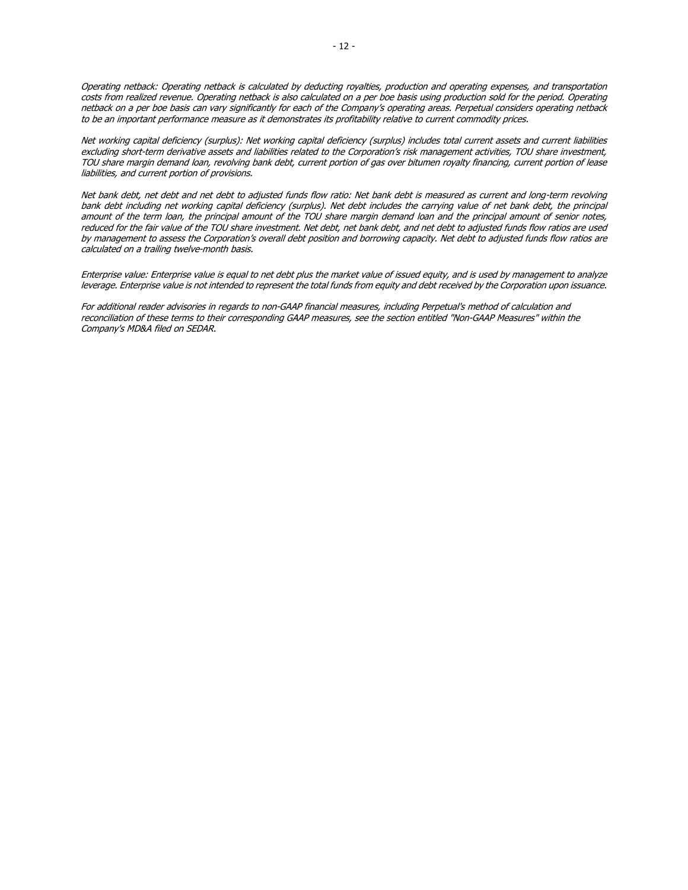*Operating netback: Operating netback is calculated by deducting royalties, production and operating expenses, and transportation costs from realized revenue. Operating netback is also calculated on a per boe basis using production sold for the period. Operating netback on a per boe basis can vary significantly for each of the Company's operating areas. Perpetual considers operating netback to be an important performance measure as it demonstrates its profitability relative to current commodity prices.*

*Net working capital deficiency (surplus): Net working capital deficiency (surplus) includes total current assets and current liabilities excluding short-term derivative assets and liabilities related to the Corporation's risk management activities, TOU share investment, TOU share margin demand loan, revolving bank debt, current portion of gas over bitumen royalty financing, current portion of lease liabilities, and current portion of provisions.*

*Net bank debt, net debt and net debt to adjusted funds flow ratio: Net bank debt is measured as current and long-term revolving bank debt including net working capital deficiency (surplus). Net debt includes the carrying value of net bank debt, the principal amount of the term loan, the principal amount of the TOU share margin demand loan and the principal amount of senior notes, reduced for the fair value of the TOU share investment. Net debt, net bank debt, and net debt to adjusted funds flow ratios are used by management to assess the Corporation's overall debt position and borrowing capacity. Net debt to adjusted funds flow ratios are calculated on a trailing twelve-month basis.*

*Enterprise value: Enterprise value is equal to net debt plus the market value of issued equity, and is used by management to analyze leverage. Enterprise value is not intended to represent the total funds from equity and debt received by the Corporation upon issuance.*

*For additional reader advisories in regards to non-GAAP financial measures, including Perpetual's method of calculation and reconciliation of these terms to their corresponding GAAP measures, see the section entitled "Non-GAAP Measures" within the Company's MD&A filed on SEDAR.*